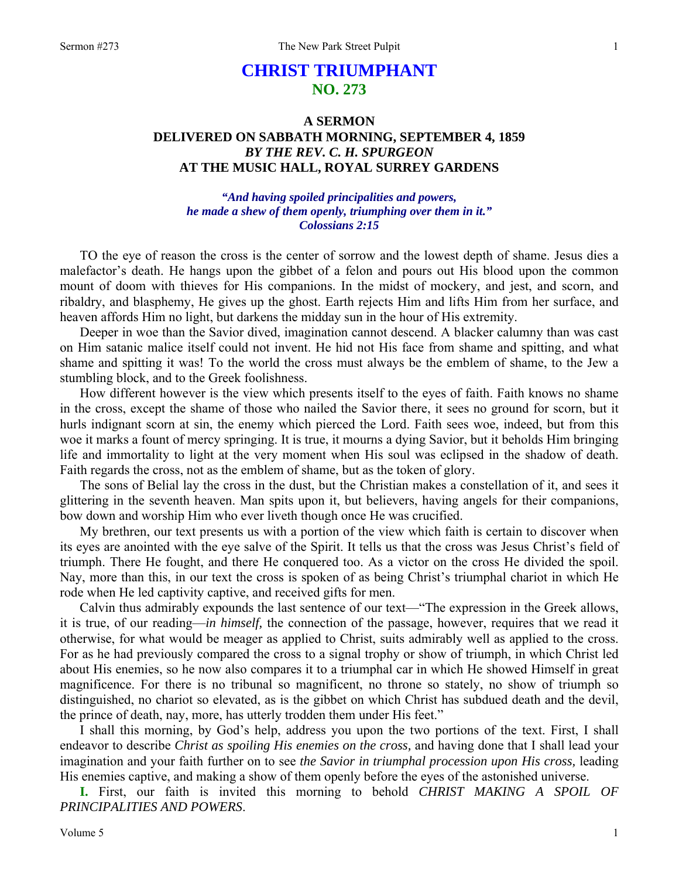# CHRIST TRIUMPHANT
## NO. 273

### A SERMON
### DELIVERED ON SABBATH MORNING, SEPTEMBER 4, 1859
### *BY THE REV. C. H. SPURGEON*
### AT THE MUSIC HALL, ROYAL SURREY GARDENS

***"And having spoiled principalities and powers,***
***he made a shew of them openly, triumphing over them in it."***
***Colossians 2:15***

TO the eye of reason the cross is the center of sorrow and the lowest depth of shame. Jesus dies a malefactor's death. He hangs upon the gibbet of a felon and pours out His blood upon the common mount of doom with thieves for His companions. In the midst of mockery, and jest, and scorn, and ribaldry, and blasphemy, He gives up the ghost. Earth rejects Him and lifts Him from her surface, and heaven affords Him no light, but darkens the midday sun in the hour of His extremity.

Deeper in woe than the Savior dived, imagination cannot descend. A blacker calumny than was cast on Him satanic malice itself could not invent. He hid not His face from shame and spitting, and what shame and spitting it was! To the world the cross must always be the emblem of shame, to the Jew a stumbling block, and to the Greek foolishness.

How different however is the view which presents itself to the eyes of faith. Faith knows no shame in the cross, except the shame of those who nailed the Savior there, it sees no ground for scorn, but it hurls indignant scorn at sin, the enemy which pierced the Lord. Faith sees woe, indeed, but from this woe it marks a fount of mercy springing. It is true, it mourns a dying Savior, but it beholds Him bringing life and immortality to light at the very moment when His soul was eclipsed in the shadow of death. Faith regards the cross, not as the emblem of shame, but as the token of glory.

The sons of Belial lay the cross in the dust, but the Christian makes a constellation of it, and sees it glittering in the seventh heaven. Man spits upon it, but believers, having angels for their companions, bow down and worship Him who ever liveth though once He was crucified.

My brethren, our text presents us with a portion of the view which faith is certain to discover when its eyes are anointed with the eye salve of the Spirit. It tells us that the cross was Jesus Christ's field of triumph. There He fought, and there He conquered too. As a victor on the cross He divided the spoil. Nay, more than this, in our text the cross is spoken of as being Christ's triumphal chariot in which He rode when He led captivity captive, and received gifts for men.

Calvin thus admirably expounds the last sentence of our text—"The expression in the Greek allows, it is true, of our reading—*in himself,* the connection of the passage, however, requires that we read it otherwise, for what would be meager as applied to Christ, suits admirably well as applied to the cross. For as he had previously compared the cross to a signal trophy or show of triumph, in which Christ led about His enemies, so he now also compares it to a triumphal car in which He showed Himself in great magnificence. For there is no tribunal so magnificent, no throne so stately, no show of triumph so distinguished, no chariot so elevated, as is the gibbet on which Christ has subdued death and the devil, the prince of death, nay, more, has utterly trodden them under His feet."

I shall this morning, by God's help, address you upon the two portions of the text. First, I shall endeavor to describe *Christ as spoiling His enemies on the cross,* and having done that I shall lead your imagination and your faith further on to see *the Savior in triumphal procession upon His cross,* leading His enemies captive, and making a show of them openly before the eyes of the astonished universe.

**I.** First, our faith is invited this morning to behold *CHRIST MAKING A SPOIL OF PRINCIPALITIES AND POWERS*.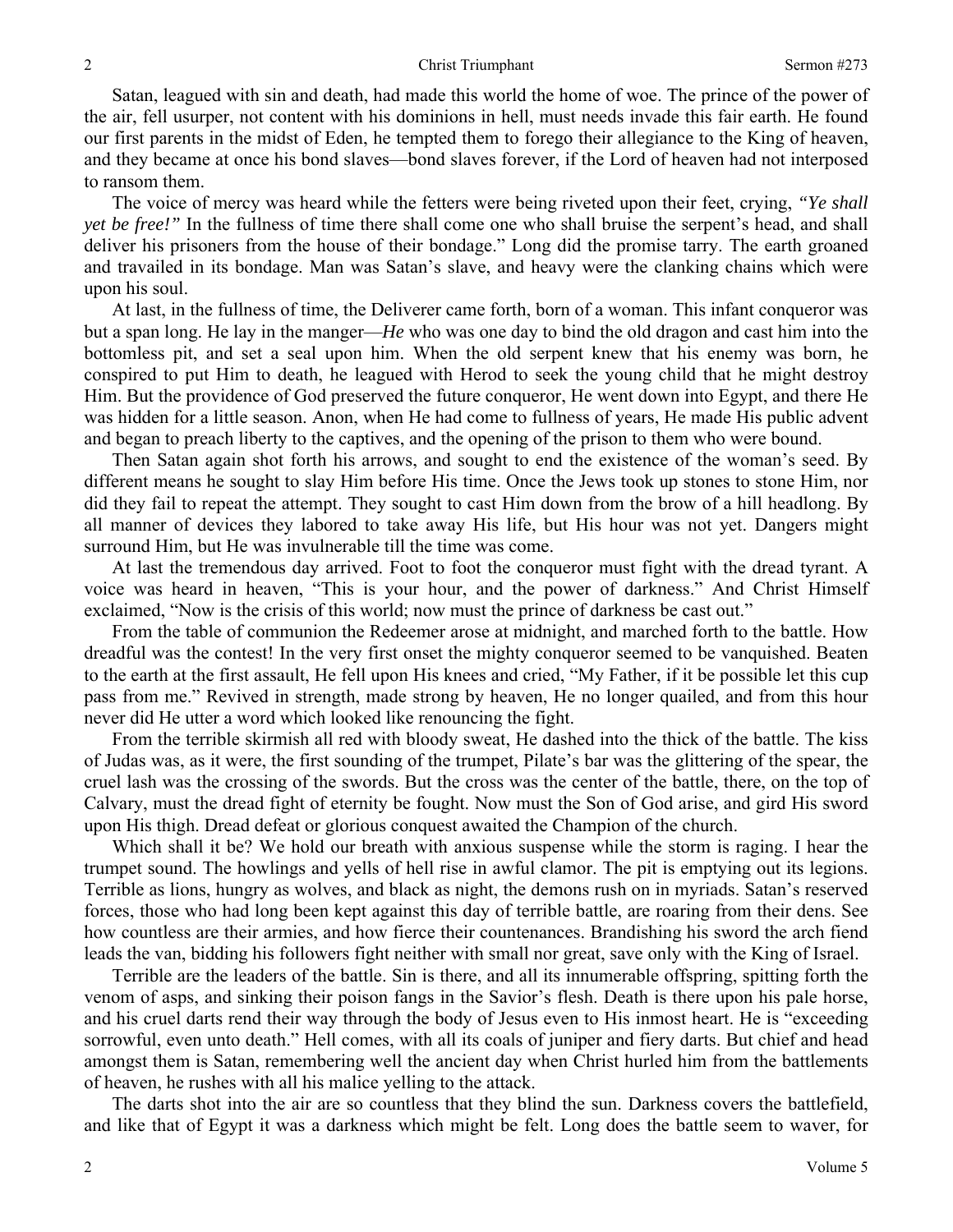Satan, leagued with sin and death, had made this world the home of woe. The prince of the power of the air, fell usurper, not content with his dominions in hell, must needs invade this fair earth. He found our first parents in the midst of Eden, he tempted them to forego their allegiance to the King of heaven, and they became at once his bond slaves—bond slaves forever, if the Lord of heaven had not interposed to ransom them.

The voice of mercy was heard while the fetters were being riveted upon their feet, crying, *"Ye shall yet be free!"* In the fullness of time there shall come one who shall bruise the serpent's head, and shall deliver his prisoners from the house of their bondage." Long did the promise tarry. The earth groaned and travailed in its bondage. Man was Satan's slave, and heavy were the clanking chains which were upon his soul.

At last, in the fullness of time, the Deliverer came forth, born of a woman. This infant conqueror was but a span long. He lay in the manger—*He* who was one day to bind the old dragon and cast him into the bottomless pit, and set a seal upon him. When the old serpent knew that his enemy was born, he conspired to put Him to death, he leagued with Herod to seek the young child that he might destroy Him. But the providence of God preserved the future conqueror, He went down into Egypt, and there He was hidden for a little season. Anon, when He had come to fullness of years, He made His public advent and began to preach liberty to the captives, and the opening of the prison to them who were bound.

Then Satan again shot forth his arrows, and sought to end the existence of the woman's seed. By different means he sought to slay Him before His time. Once the Jews took up stones to stone Him, nor did they fail to repeat the attempt. They sought to cast Him down from the brow of a hill headlong. By all manner of devices they labored to take away His life, but His hour was not yet. Dangers might surround Him, but He was invulnerable till the time was come.

At last the tremendous day arrived. Foot to foot the conqueror must fight with the dread tyrant. A voice was heard in heaven, "This is your hour, and the power of darkness." And Christ Himself exclaimed, "Now is the crisis of this world; now must the prince of darkness be cast out."

From the table of communion the Redeemer arose at midnight, and marched forth to the battle. How dreadful was the contest! In the very first onset the mighty conqueror seemed to be vanquished. Beaten to the earth at the first assault, He fell upon His knees and cried, "My Father, if it be possible let this cup pass from me." Revived in strength, made strong by heaven, He no longer quailed, and from this hour never did He utter a word which looked like renouncing the fight.

From the terrible skirmish all red with bloody sweat, He dashed into the thick of the battle. The kiss of Judas was, as it were, the first sounding of the trumpet, Pilate's bar was the glittering of the spear, the cruel lash was the crossing of the swords. But the cross was the center of the battle, there, on the top of Calvary, must the dread fight of eternity be fought. Now must the Son of God arise, and gird His sword upon His thigh. Dread defeat or glorious conquest awaited the Champion of the church.

Which shall it be? We hold our breath with anxious suspense while the storm is raging. I hear the trumpet sound. The howlings and yells of hell rise in awful clamor. The pit is emptying out its legions. Terrible as lions, hungry as wolves, and black as night, the demons rush on in myriads. Satan's reserved forces, those who had long been kept against this day of terrible battle, are roaring from their dens. See how countless are their armies, and how fierce their countenances. Brandishing his sword the arch fiend leads the van, bidding his followers fight neither with small nor great, save only with the King of Israel.

Terrible are the leaders of the battle. Sin is there, and all its innumerable offspring, spitting forth the venom of asps, and sinking their poison fangs in the Savior's flesh. Death is there upon his pale horse, and his cruel darts rend their way through the body of Jesus even to His inmost heart. He is "exceeding sorrowful, even unto death." Hell comes, with all its coals of juniper and fiery darts. But chief and head amongst them is Satan, remembering well the ancient day when Christ hurled him from the battlements of heaven, he rushes with all his malice yelling to the attack.

The darts shot into the air are so countless that they blind the sun. Darkness covers the battlefield, and like that of Egypt it was a darkness which might be felt. Long does the battle seem to waver, for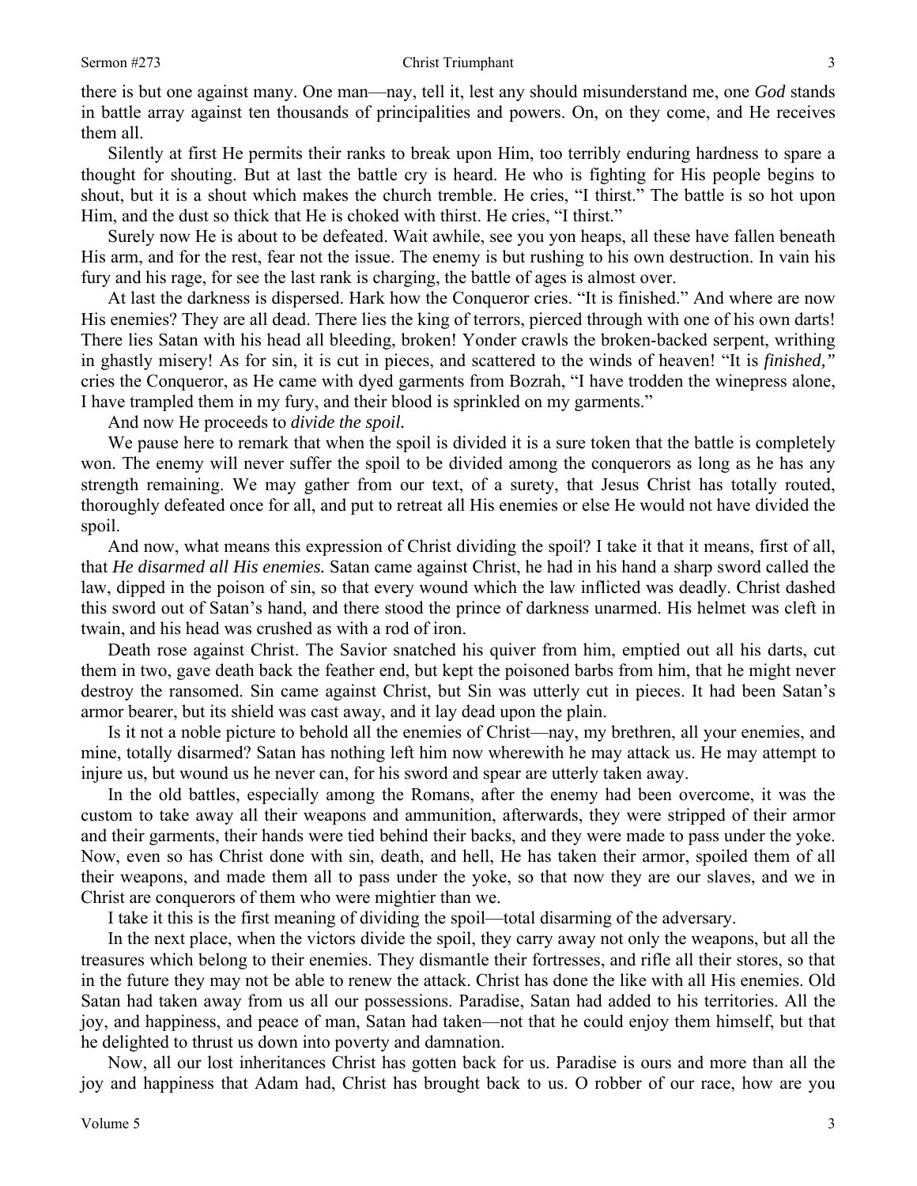there is but one against many. One man—nay, tell it, lest any should misunderstand me, one *God* stands in battle array against ten thousands of principalities and powers. On, on they come, and He receives them all.

Silently at first He permits their ranks to break upon Him, too terribly enduring hardness to spare a thought for shouting. But at last the battle cry is heard. He who is fighting for His people begins to shout, but it is a shout which makes the church tremble. He cries, "I thirst." The battle is so hot upon Him, and the dust so thick that He is choked with thirst. He cries, "I thirst."

Surely now He is about to be defeated. Wait awhile, see you yon heaps, all these have fallen beneath His arm, and for the rest, fear not the issue. The enemy is but rushing to his own destruction. In vain his fury and his rage, for see the last rank is charging, the battle of ages is almost over.

At last the darkness is dispersed. Hark how the Conqueror cries. "It is finished." And where are now His enemies? They are all dead. There lies the king of terrors, pierced through with one of his own darts! There lies Satan with his head all bleeding, broken! Yonder crawls the broken-backed serpent, writhing in ghastly misery! As for sin, it is cut in pieces, and scattered to the winds of heaven! "It is *finished,"* cries the Conqueror, as He came with dyed garments from Bozrah, "I have trodden the winepress alone, I have trampled them in my fury, and their blood is sprinkled on my garments."

And now He proceeds to *divide the spoil.*

We pause here to remark that when the spoil is divided it is a sure token that the battle is completely won. The enemy will never suffer the spoil to be divided among the conquerors as long as he has any strength remaining. We may gather from our text, of a surety, that Jesus Christ has totally routed, thoroughly defeated once for all, and put to retreat all His enemies or else He would not have divided the spoil.

And now, what means this expression of Christ dividing the spoil? I take it that it means, first of all, that *He disarmed all His enemies.* Satan came against Christ, he had in his hand a sharp sword called the law, dipped in the poison of sin, so that every wound which the law inflicted was deadly. Christ dashed this sword out of Satan's hand, and there stood the prince of darkness unarmed. His helmet was cleft in twain, and his head was crushed as with a rod of iron.

Death rose against Christ. The Savior snatched his quiver from him, emptied out all his darts, cut them in two, gave death back the feather end, but kept the poisoned barbs from him, that he might never destroy the ransomed. Sin came against Christ, but Sin was utterly cut in pieces. It had been Satan's armor bearer, but its shield was cast away, and it lay dead upon the plain.

Is it not a noble picture to behold all the enemies of Christ—nay, my brethren, all your enemies, and mine, totally disarmed? Satan has nothing left him now wherewith he may attack us. He may attempt to injure us, but wound us he never can, for his sword and spear are utterly taken away.

In the old battles, especially among the Romans, after the enemy had been overcome, it was the custom to take away all their weapons and ammunition, afterwards, they were stripped of their armor and their garments, their hands were tied behind their backs, and they were made to pass under the yoke. Now, even so has Christ done with sin, death, and hell, He has taken their armor, spoiled them of all their weapons, and made them all to pass under the yoke, so that now they are our slaves, and we in Christ are conquerors of them who were mightier than we.

I take it this is the first meaning of dividing the spoil—total disarming of the adversary.

In the next place, when the victors divide the spoil, they carry away not only the weapons, but all the treasures which belong to their enemies. They dismantle their fortresses, and rifle all their stores, so that in the future they may not be able to renew the attack. Christ has done the like with all His enemies. Old Satan had taken away from us all our possessions. Paradise, Satan had added to his territories. All the joy, and happiness, and peace of man, Satan had taken—not that he could enjoy them himself, but that he delighted to thrust us down into poverty and damnation.

Now, all our lost inheritances Christ has gotten back for us. Paradise is ours and more than all the joy and happiness that Adam had, Christ has brought back to us. O robber of our race, how are you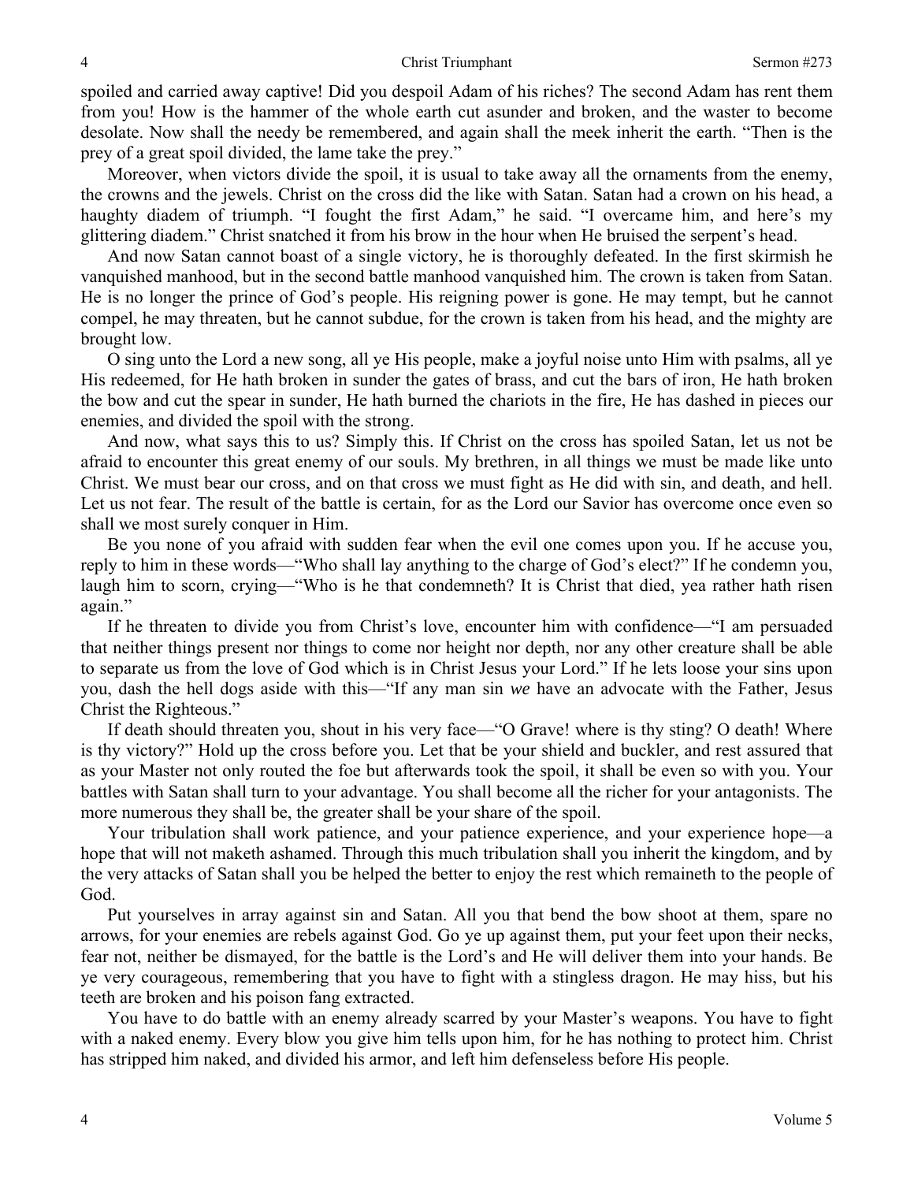spoiled and carried away captive! Did you despoil Adam of his riches? The second Adam has rent them from you! How is the hammer of the whole earth cut asunder and broken, and the waster to become desolate. Now shall the needy be remembered, and again shall the meek inherit the earth. "Then is the prey of a great spoil divided, the lame take the prey."

Moreover, when victors divide the spoil, it is usual to take away all the ornaments from the enemy, the crowns and the jewels. Christ on the cross did the like with Satan. Satan had a crown on his head, a haughty diadem of triumph. "I fought the first Adam," he said. "I overcame him, and here's my glittering diadem." Christ snatched it from his brow in the hour when He bruised the serpent's head.

And now Satan cannot boast of a single victory, he is thoroughly defeated. In the first skirmish he vanquished manhood, but in the second battle manhood vanquished him. The crown is taken from Satan. He is no longer the prince of God's people. His reigning power is gone. He may tempt, but he cannot compel, he may threaten, but he cannot subdue, for the crown is taken from his head, and the mighty are brought low.

O sing unto the Lord a new song, all ye His people, make a joyful noise unto Him with psalms, all ye His redeemed, for He hath broken in sunder the gates of brass, and cut the bars of iron, He hath broken the bow and cut the spear in sunder, He hath burned the chariots in the fire, He has dashed in pieces our enemies, and divided the spoil with the strong.

And now, what says this to us? Simply this. If Christ on the cross has spoiled Satan, let us not be afraid to encounter this great enemy of our souls. My brethren, in all things we must be made like unto Christ. We must bear our cross, and on that cross we must fight as He did with sin, and death, and hell. Let us not fear. The result of the battle is certain, for as the Lord our Savior has overcome once even so shall we most surely conquer in Him.

Be you none of you afraid with sudden fear when the evil one comes upon you. If he accuse you, reply to him in these words—"Who shall lay anything to the charge of God's elect?" If he condemn you, laugh him to scorn, crying—"Who is he that condemneth? It is Christ that died, yea rather hath risen again."

If he threaten to divide you from Christ's love, encounter him with confidence—"I am persuaded that neither things present nor things to come nor height nor depth, nor any other creature shall be able to separate us from the love of God which is in Christ Jesus your Lord." If he lets loose your sins upon you, dash the hell dogs aside with this—"If any man sin *we* have an advocate with the Father, Jesus Christ the Righteous."

If death should threaten you, shout in his very face—"O Grave! where is thy sting? O death! Where is thy victory?" Hold up the cross before you. Let that be your shield and buckler, and rest assured that as your Master not only routed the foe but afterwards took the spoil, it shall be even so with you. Your battles with Satan shall turn to your advantage. You shall become all the richer for your antagonists. The more numerous they shall be, the greater shall be your share of the spoil.

Your tribulation shall work patience, and your patience experience, and your experience hope—a hope that will not maketh ashamed. Through this much tribulation shall you inherit the kingdom, and by the very attacks of Satan shall you be helped the better to enjoy the rest which remaineth to the people of God.

Put yourselves in array against sin and Satan. All you that bend the bow shoot at them, spare no arrows, for your enemies are rebels against God. Go ye up against them, put your feet upon their necks, fear not, neither be dismayed, for the battle is the Lord's and He will deliver them into your hands. Be ye very courageous, remembering that you have to fight with a stingless dragon. He may hiss, but his teeth are broken and his poison fang extracted.

You have to do battle with an enemy already scarred by your Master's weapons. You have to fight with a naked enemy. Every blow you give him tells upon him, for he has nothing to protect him. Christ has stripped him naked, and divided his armor, and left him defenseless before His people.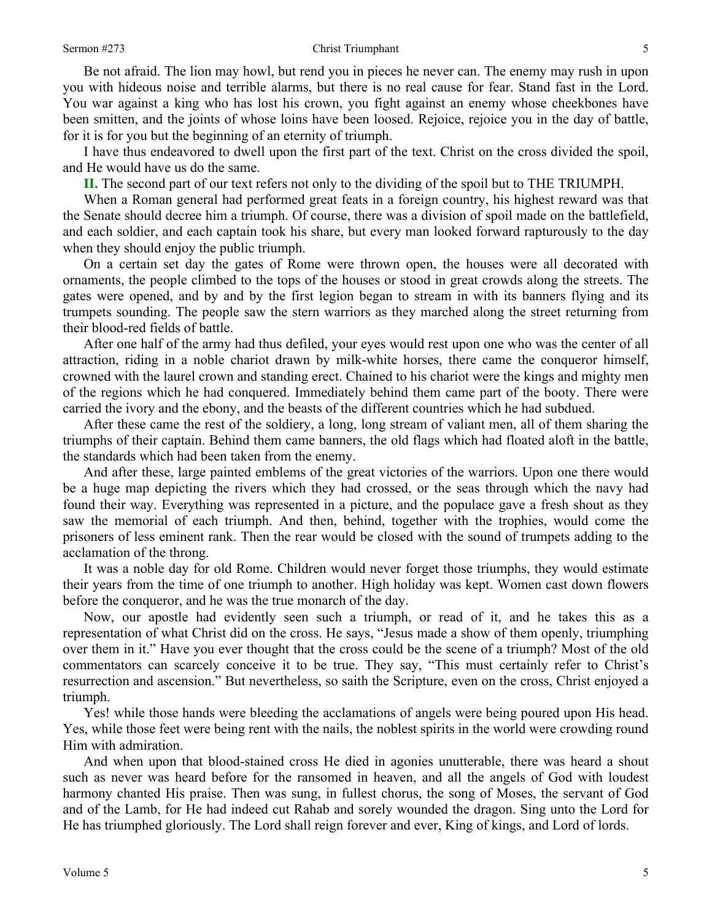Be not afraid. The lion may howl, but rend you in pieces he never can. The enemy may rush in upon you with hideous noise and terrible alarms, but there is no real cause for fear. Stand fast in the Lord. You war against a king who has lost his crown, you fight against an enemy whose cheekbones have been smitten, and the joints of whose loins have been loosed. Rejoice, rejoice you in the day of battle, for it is for you but the beginning of an eternity of triumph.

I have thus endeavored to dwell upon the first part of the text. Christ on the cross divided the spoil, and He would have us do the same.

**II.** The second part of our text refers not only to the dividing of the spoil but to THE TRIUMPH.

When a Roman general had performed great feats in a foreign country, his highest reward was that the Senate should decree him a triumph. Of course, there was a division of spoil made on the battlefield, and each soldier, and each captain took his share, but every man looked forward rapturously to the day when they should enjoy the public triumph.

On a certain set day the gates of Rome were thrown open, the houses were all decorated with ornaments, the people climbed to the tops of the houses or stood in great crowds along the streets. The gates were opened, and by and by the first legion began to stream in with its banners flying and its trumpets sounding. The people saw the stern warriors as they marched along the street returning from their blood-red fields of battle.

After one half of the army had thus defiled, your eyes would rest upon one who was the center of all attraction, riding in a noble chariot drawn by milk-white horses, there came the conqueror himself, crowned with the laurel crown and standing erect. Chained to his chariot were the kings and mighty men of the regions which he had conquered. Immediately behind them came part of the booty. There were carried the ivory and the ebony, and the beasts of the different countries which he had subdued.

After these came the rest of the soldiery, a long, long stream of valiant men, all of them sharing the triumphs of their captain. Behind them came banners, the old flags which had floated aloft in the battle, the standards which had been taken from the enemy.

And after these, large painted emblems of the great victories of the warriors. Upon one there would be a huge map depicting the rivers which they had crossed, or the seas through which the navy had found their way. Everything was represented in a picture, and the populace gave a fresh shout as they saw the memorial of each triumph. And then, behind, together with the trophies, would come the prisoners of less eminent rank. Then the rear would be closed with the sound of trumpets adding to the acclamation of the throng.

It was a noble day for old Rome. Children would never forget those triumphs, they would estimate their years from the time of one triumph to another. High holiday was kept. Women cast down flowers before the conqueror, and he was the true monarch of the day.

Now, our apostle had evidently seen such a triumph, or read of it, and he takes this as a representation of what Christ did on the cross. He says, "Jesus made a show of them openly, triumphing over them in it." Have you ever thought that the cross could be the scene of a triumph? Most of the old commentators can scarcely conceive it to be true. They say, "This must certainly refer to Christ's resurrection and ascension." But nevertheless, so saith the Scripture, even on the cross, Christ enjoyed a triumph.

Yes! while those hands were bleeding the acclamations of angels were being poured upon His head. Yes, while those feet were being rent with the nails, the noblest spirits in the world were crowding round Him with admiration.

And when upon that blood-stained cross He died in agonies unutterable, there was heard a shout such as never was heard before for the ransomed in heaven, and all the angels of God with loudest harmony chanted His praise. Then was sung, in fullest chorus, the song of Moses, the servant of God and of the Lamb, for He had indeed cut Rahab and sorely wounded the dragon. Sing unto the Lord for He has triumphed gloriously. The Lord shall reign forever and ever, King of kings, and Lord of lords.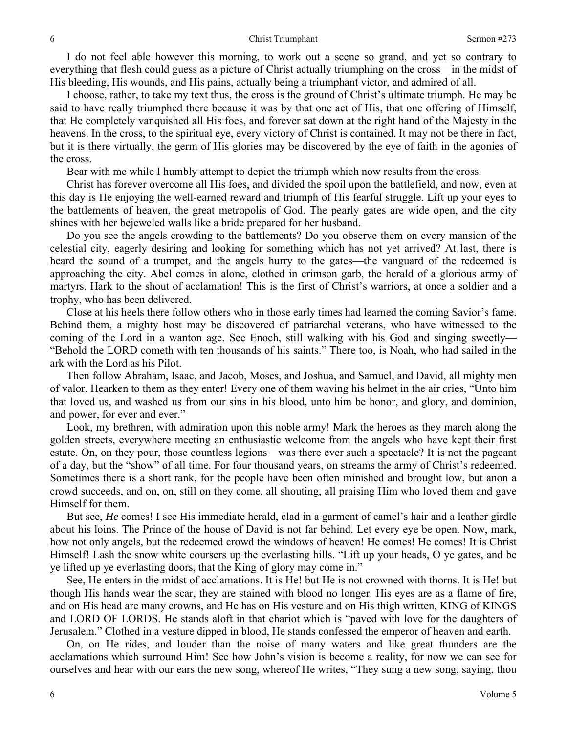I do not feel able however this morning, to work out a scene so grand, and yet so contrary to everything that flesh could guess as a picture of Christ actually triumphing on the cross—in the midst of His bleeding, His wounds, and His pains, actually being a triumphant victor, and admired of all.

I choose, rather, to take my text thus, the cross is the ground of Christ's ultimate triumph. He may be said to have really triumphed there because it was by that one act of His, that one offering of Himself, that He completely vanquished all His foes, and forever sat down at the right hand of the Majesty in the heavens. In the cross, to the spiritual eye, every victory of Christ is contained. It may not be there in fact, but it is there virtually, the germ of His glories may be discovered by the eye of faith in the agonies of the cross.

Bear with me while I humbly attempt to depict the triumph which now results from the cross.

Christ has forever overcome all His foes, and divided the spoil upon the battlefield, and now, even at this day is He enjoying the well-earned reward and triumph of His fearful struggle. Lift up your eyes to the battlements of heaven, the great metropolis of God. The pearly gates are wide open, and the city shines with her bejeweled walls like a bride prepared for her husband.

Do you see the angels crowding to the battlements? Do you observe them on every mansion of the celestial city, eagerly desiring and looking for something which has not yet arrived? At last, there is heard the sound of a trumpet, and the angels hurry to the gates—the vanguard of the redeemed is approaching the city. Abel comes in alone, clothed in crimson garb, the herald of a glorious army of martyrs. Hark to the shout of acclamation! This is the first of Christ's warriors, at once a soldier and a trophy, who has been delivered.

Close at his heels there follow others who in those early times had learned the coming Savior's fame. Behind them, a mighty host may be discovered of patriarchal veterans, who have witnessed to the coming of the Lord in a wanton age. See Enoch, still walking with his God and singing sweetly—"Behold the LORD cometh with ten thousands of his saints." There too, is Noah, who had sailed in the ark with the Lord as his Pilot.

Then follow Abraham, Isaac, and Jacob, Moses, and Joshua, and Samuel, and David, all mighty men of valor. Hearken to them as they enter! Every one of them waving his helmet in the air cries, "Unto him that loved us, and washed us from our sins in his blood, unto him be honor, and glory, and dominion, and power, for ever and ever."

Look, my brethren, with admiration upon this noble army! Mark the heroes as they march along the golden streets, everywhere meeting an enthusiastic welcome from the angels who have kept their first estate. On, on they pour, those countless legions—was there ever such a spectacle? It is not the pageant of a day, but the "show" of all time. For four thousand years, on streams the army of Christ's redeemed. Sometimes there is a short rank, for the people have been often minished and brought low, but anon a crowd succeeds, and on, on, still on they come, all shouting, all praising Him who loved them and gave Himself for them.

But see, *He* comes! I see His immediate herald, clad in a garment of camel's hair and a leather girdle about his loins. The Prince of the house of David is not far behind. Let every eye be open. Now, mark, how not only angels, but the redeemed crowd the windows of heaven! He comes! He comes! It is Christ Himself! Lash the snow white coursers up the everlasting hills. "Lift up your heads, O ye gates, and be ye lifted up ye everlasting doors, that the King of glory may come in."

See, He enters in the midst of acclamations. It is He! but He is not crowned with thorns. It is He! but though His hands wear the scar, they are stained with blood no longer. His eyes are as a flame of fire, and on His head are many crowns, and He has on His vesture and on His thigh written, KING of KINGS and LORD OF LORDS. He stands aloft in that chariot which is "paved with love for the daughters of Jerusalem." Clothed in a vesture dipped in blood, He stands confessed the emperor of heaven and earth.

On, on He rides, and louder than the noise of many waters and like great thunders are the acclamations which surround Him! See how John's vision is become a reality, for now we can see for ourselves and hear with our ears the new song, whereof He writes, "They sung a new song, saying, thou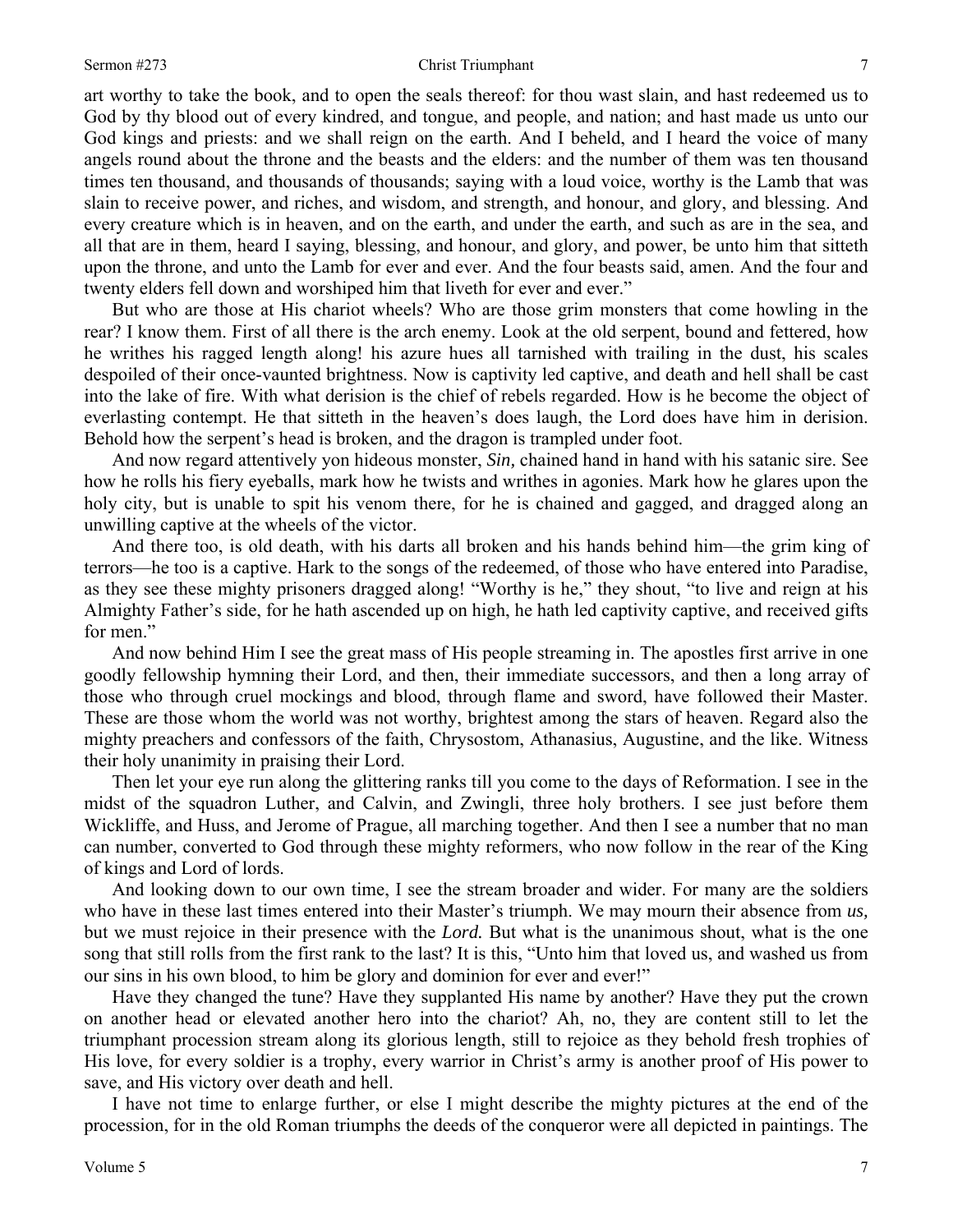art worthy to take the book, and to open the seals thereof: for thou wast slain, and hast redeemed us to God by thy blood out of every kindred, and tongue, and people, and nation; and hast made us unto our God kings and priests: and we shall reign on the earth. And I beheld, and I heard the voice of many angels round about the throne and the beasts and the elders: and the number of them was ten thousand times ten thousand, and thousands of thousands; saying with a loud voice, worthy is the Lamb that was slain to receive power, and riches, and wisdom, and strength, and honour, and glory, and blessing. And every creature which is in heaven, and on the earth, and under the earth, and such as are in the sea, and all that are in them, heard I saying, blessing, and honour, and glory, and power, be unto him that sitteth upon the throne, and unto the Lamb for ever and ever. And the four beasts said, amen. And the four and twenty elders fell down and worshiped him that liveth for ever and ever."

But who are those at His chariot wheels? Who are those grim monsters that come howling in the rear? I know them. First of all there is the arch enemy. Look at the old serpent, bound and fettered, how he writhes his ragged length along! his azure hues all tarnished with trailing in the dust, his scales despoiled of their once-vaunted brightness. Now is captivity led captive, and death and hell shall be cast into the lake of fire. With what derision is the chief of rebels regarded. How is he become the object of everlasting contempt. He that sitteth in the heaven's does laugh, the Lord does have him in derision. Behold how the serpent's head is broken, and the dragon is trampled under foot.

And now regard attentively yon hideous monster, *Sin,* chained hand in hand with his satanic sire. See how he rolls his fiery eyeballs, mark how he twists and writhes in agonies. Mark how he glares upon the holy city, but is unable to spit his venom there, for he is chained and gagged, and dragged along an unwilling captive at the wheels of the victor.

And there too, is old death, with his darts all broken and his hands behind him—the grim king of terrors—he too is a captive. Hark to the songs of the redeemed, of those who have entered into Paradise, as they see these mighty prisoners dragged along! "Worthy is he," they shout, "to live and reign at his Almighty Father's side, for he hath ascended up on high, he hath led captivity captive, and received gifts for men."

And now behind Him I see the great mass of His people streaming in. The apostles first arrive in one goodly fellowship hymning their Lord, and then, their immediate successors, and then a long array of those who through cruel mockings and blood, through flame and sword, have followed their Master. These are those whom the world was not worthy, brightest among the stars of heaven. Regard also the mighty preachers and confessors of the faith, Chrysostom, Athanasius, Augustine, and the like. Witness their holy unanimity in praising their Lord.

Then let your eye run along the glittering ranks till you come to the days of Reformation. I see in the midst of the squadron Luther, and Calvin, and Zwingli, three holy brothers. I see just before them Wickliffe, and Huss, and Jerome of Prague, all marching together. And then I see a number that no man can number, converted to God through these mighty reformers, who now follow in the rear of the King of kings and Lord of lords.

And looking down to our own time, I see the stream broader and wider. For many are the soldiers who have in these last times entered into their Master's triumph. We may mourn their absence from *us,* but we must rejoice in their presence with the ***Lord.*** But what is the unanimous shout, what is the one song that still rolls from the first rank to the last? It is this, "Unto him that loved us, and washed us from our sins in his own blood, to him be glory and dominion for ever and ever!"

Have they changed the tune? Have they supplanted His name by another? Have they put the crown on another head or elevated another hero into the chariot? Ah, no, they are content still to let the triumphant procession stream along its glorious length, still to rejoice as they behold fresh trophies of His love, for every soldier is a trophy, every warrior in Christ's army is another proof of His power to save, and His victory over death and hell.

I have not time to enlarge further, or else I might describe the mighty pictures at the end of the procession, for in the old Roman triumphs the deeds of the conqueror were all depicted in paintings. The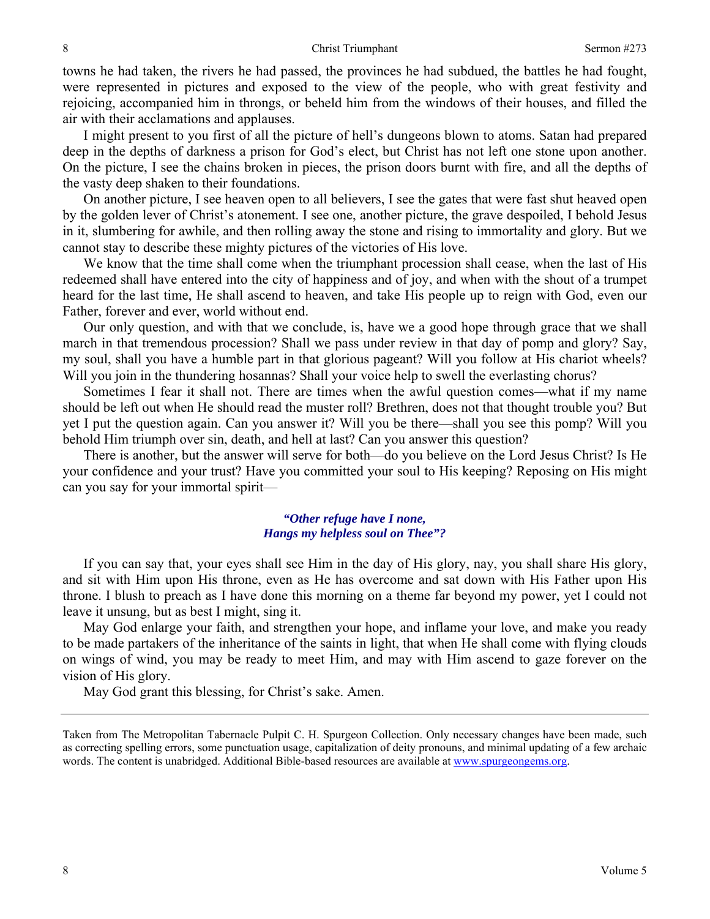towns he had taken, the rivers he had passed, the provinces he had subdued, the battles he had fought, were represented in pictures and exposed to the view of the people, who with great festivity and rejoicing, accompanied him in throngs, or beheld him from the windows of their houses, and filled the air with their acclamations and applauses.

I might present to you first of all the picture of hell's dungeons blown to atoms. Satan had prepared deep in the depths of darkness a prison for God's elect, but Christ has not left one stone upon another. On the picture, I see the chains broken in pieces, the prison doors burnt with fire, and all the depths of the vasty deep shaken to their foundations.

On another picture, I see heaven open to all believers, I see the gates that were fast shut heaved open by the golden lever of Christ's atonement. I see one, another picture, the grave despoiled, I behold Jesus in it, slumbering for awhile, and then rolling away the stone and rising to immortality and glory. But we cannot stay to describe these mighty pictures of the victories of His love.

We know that the time shall come when the triumphant procession shall cease, when the last of His redeemed shall have entered into the city of happiness and of joy, and when with the shout of a trumpet heard for the last time, He shall ascend to heaven, and take His people up to reign with God, even our Father, forever and ever, world without end.

Our only question, and with that we conclude, is, have we a good hope through grace that we shall march in that tremendous procession? Shall we pass under review in that day of pomp and glory? Say, my soul, shall you have a humble part in that glorious pageant? Will you follow at His chariot wheels? Will you join in the thundering hosannas? Shall your voice help to swell the everlasting chorus?

Sometimes I fear it shall not. There are times when the awful question comes—what if my name should be left out when He should read the muster roll? Brethren, does not that thought trouble you? But yet I put the question again. Can you answer it? Will you be there—shall you see this pomp? Will you behold Him triumph over sin, death, and hell at last? Can you answer this question?

There is another, but the answer will serve for both—do you believe on the Lord Jesus Christ? Is He your confidence and your trust? Have you committed your soul to His keeping? Reposing on His might can you say for your immortal spirit—

*"Other refuge have I none,*
*Hangs my helpless soul on Thee"?*

If you can say that, your eyes shall see Him in the day of His glory, nay, you shall share His glory, and sit with Him upon His throne, even as He has overcome and sat down with His Father upon His throne. I blush to preach as I have done this morning on a theme far beyond my power, yet I could not leave it unsung, but as best I might, sing it.

May God enlarge your faith, and strengthen your hope, and inflame your love, and make you ready to be made partakers of the inheritance of the saints in light, that when He shall come with flying clouds on wings of wind, you may be ready to meet Him, and may with Him ascend to gaze forever on the vision of His glory.

May God grant this blessing, for Christ's sake. Amen.

---

Taken from The Metropolitan Tabernacle Pulpit C. H. Spurgeon Collection. Only necessary changes have been made, such as correcting spelling errors, some punctuation usage, capitalization of deity pronouns, and minimal updating of a few archaic words. The content is unabridged. Additional Bible-based resources are available at www.spurgeongems.org.